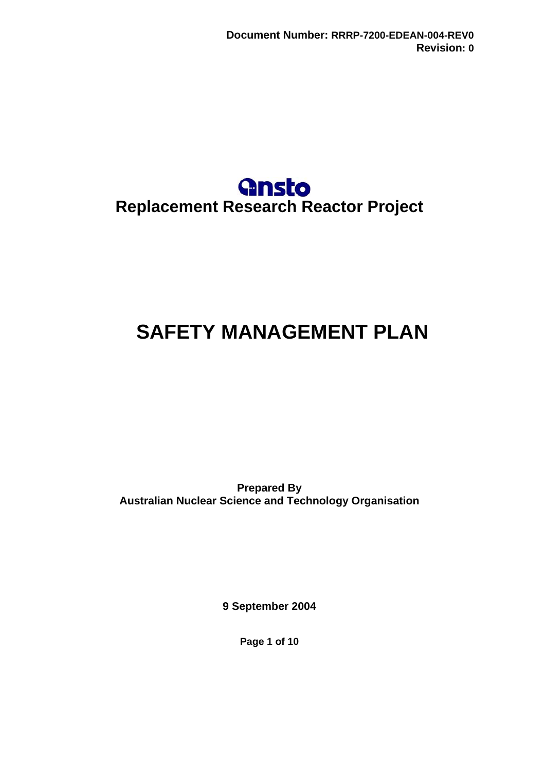Document Number: RRRP-7200-EDEAN-004-REV0
Revision: 0

ansto

# Replacement Research Reactor Project

# SAFETY MANAGEMENT PLAN

**Prepared By**
**Australian Nuclear Science and Technology Organisation**

**9 September 2004**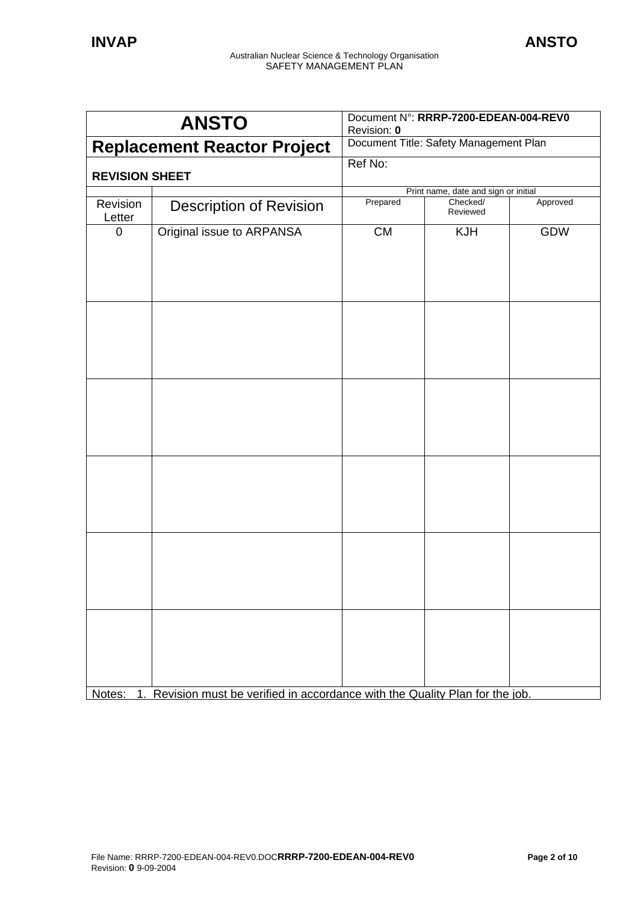| ANSTO | | Document N°: **RRRP-7200-EDEAN-004-REV0** Revision: **0** | | |
|---|---|---|---|---|
| **Replacement Reactor Project** | | Document Title: Safety Management Plan | | |
| **REVISION SHEET** | | Ref No: | | |
| | | Print name, date and sign or initial | | |
| Revision Letter | Description of Revision | Prepared | Checked/ Reviewed | Approved |
| 0 | Original issue to ARPANSA | CM | KJH | GDW |
| | | | | |
| | | | | |
| | | | | |
| | | | | |
| | | | | |
| Notes: 1. Revision must be verified in accordance with the Quality Plan for the job. | | | | |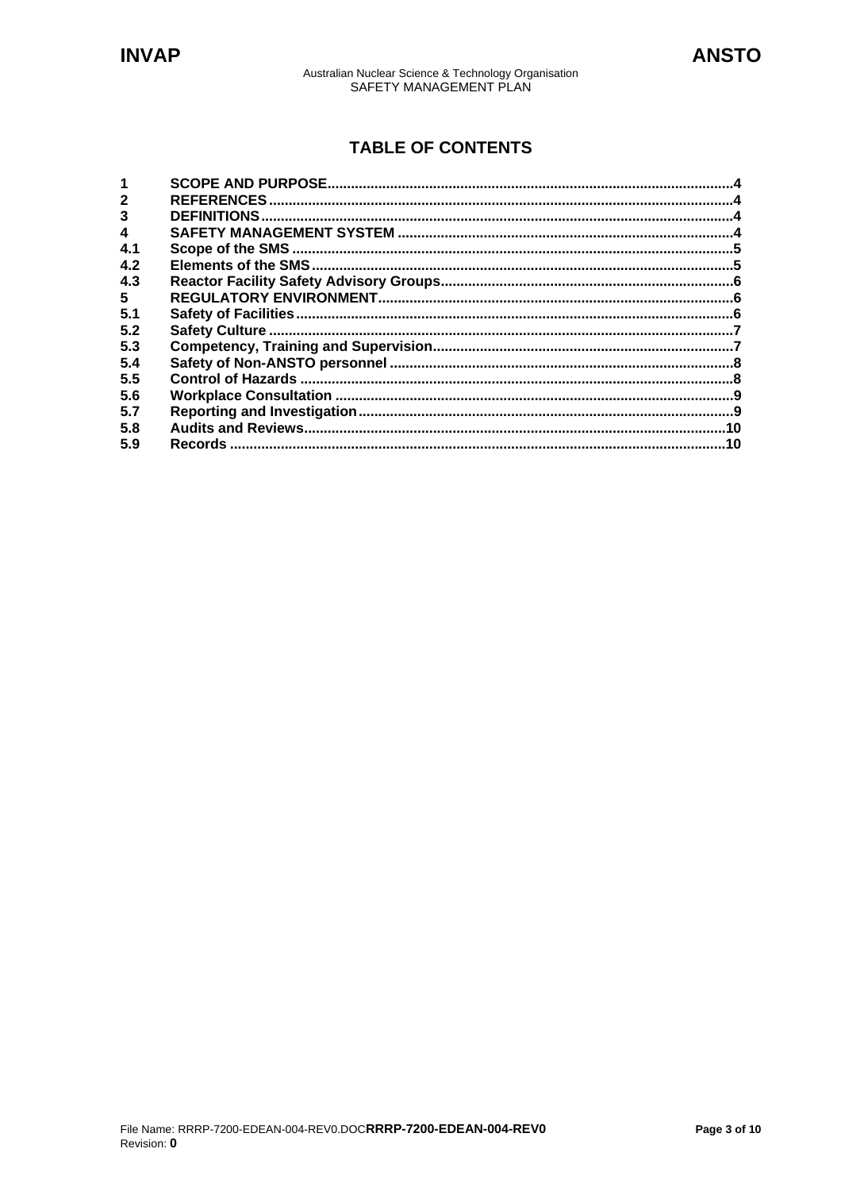# TABLE OF CONTENTS

| | | |
|---|---|---|
| 1 | SCOPE AND PURPOSE | 4 |
| 2 | REFERENCES | 4 |
| 3 | DEFINITIONS | 4 |
| 4 | SAFETY MANAGEMENT SYSTEM | 4 |
| 4.1 | Scope of the SMS | 5 |
| 4.2 | Elements of the SMS | 5 |
| 4.3 | Reactor Facility Safety Advisory Groups | 6 |
| 5 | REGULATORY ENVIRONMENT | 6 |
| 5.1 | Safety of Facilities | 6 |
| 5.2 | Safety Culture | 7 |
| 5.3 | Competency, Training and Supervision | 7 |
| 5.4 | Safety of Non-ANSTO personnel | 8 |
| 5.5 | Control of Hazards | 8 |
| 5.6 | Workplace Consultation | 9 |
| 5.7 | Reporting and Investigation | 9 |
| 5.8 | Audits and Reviews | 10 |
| 5.9 | Records | 10 |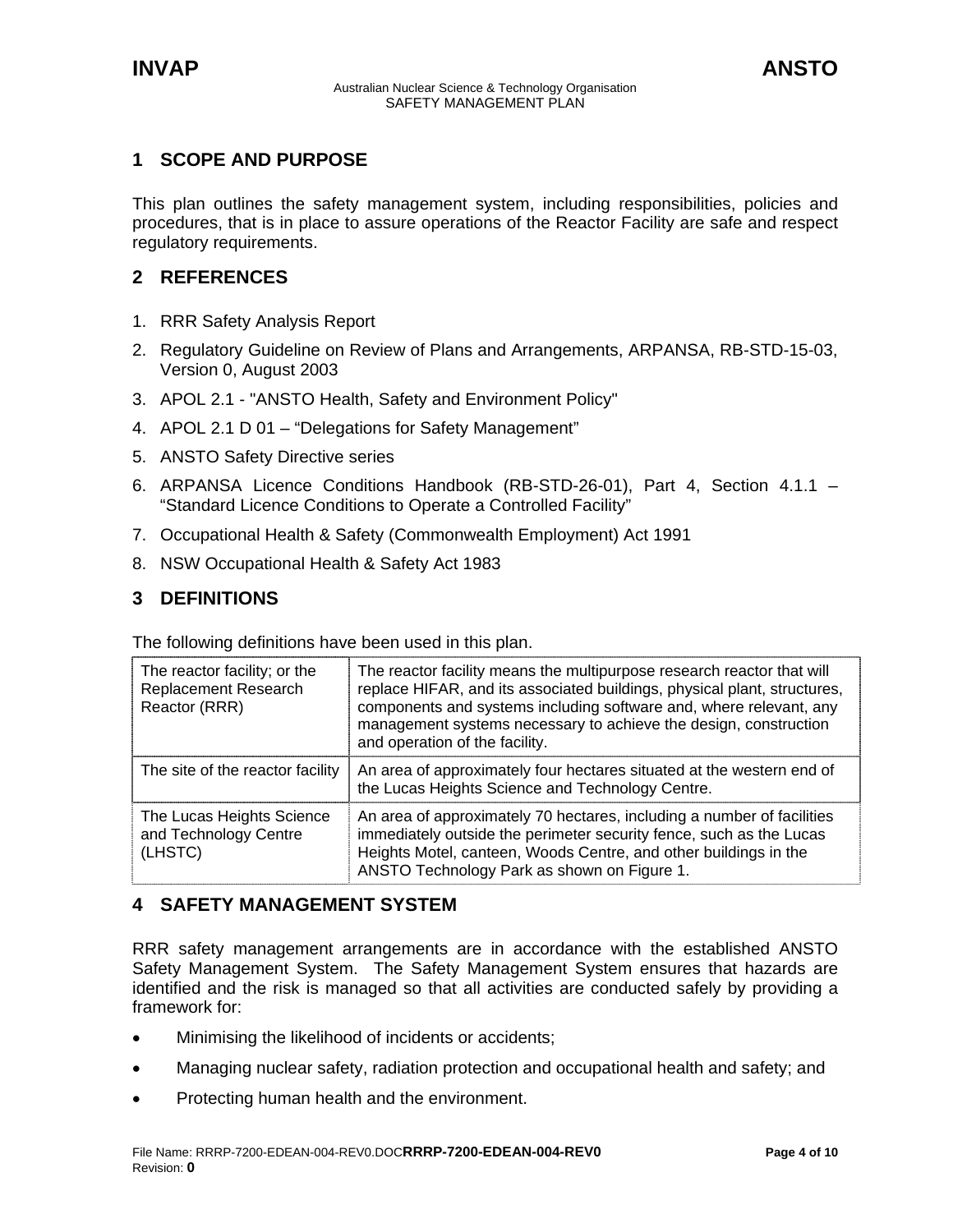## 1 SCOPE AND PURPOSE

This plan outlines the safety management system, including responsibilities, policies and procedures, that is in place to assure operations of the Reactor Facility are safe and respect regulatory requirements.

## 2 REFERENCES

1. RRR Safety Analysis Report
2. Regulatory Guideline on Review of Plans and Arrangements, ARPANSA, RB-STD-15-03, Version 0, August 2003
3. APOL 2.1 - "ANSTO Health, Safety and Environment Policy"
4. APOL 2.1 D 01 – "Delegations for Safety Management"
5. ANSTO Safety Directive series
6. ARPANSA Licence Conditions Handbook (RB-STD-26-01), Part 4, Section 4.1.1 – "Standard Licence Conditions to Operate a Controlled Facility"
7. Occupational Health & Safety (Commonwealth Employment) Act 1991
8. NSW Occupational Health & Safety Act 1983

## 3 DEFINITIONS

The following definitions have been used in this plan.

| Term | Definition |
|---|---|
| The reactor facility; or the Replacement Research Reactor (RRR) | The reactor facility means the multipurpose research reactor that will replace HIFAR, and its associated buildings, physical plant, structures, components and systems including software and, where relevant, any management systems necessary to achieve the design, construction and operation of the facility. |
| The site of the reactor facility | An area of approximately four hectares situated at the western end of the Lucas Heights Science and Technology Centre. |
| The Lucas Heights Science and Technology Centre (LHSTC) | An area of approximately 70 hectares, including a number of facilities immediately outside the perimeter security fence, such as the Lucas Heights Motel, canteen, Woods Centre, and other buildings in the ANSTO Technology Park as shown on Figure 1. |

## 4 SAFETY MANAGEMENT SYSTEM

RRR safety management arrangements are in accordance with the established ANSTO Safety Management System. The Safety Management System ensures that hazards are identified and the risk is managed so that all activities are conducted safely by providing a framework for:

- Minimising the likelihood of incidents or accidents;
- Managing nuclear safety, radiation protection and occupational health and safety; and
- Protecting human health and the environment.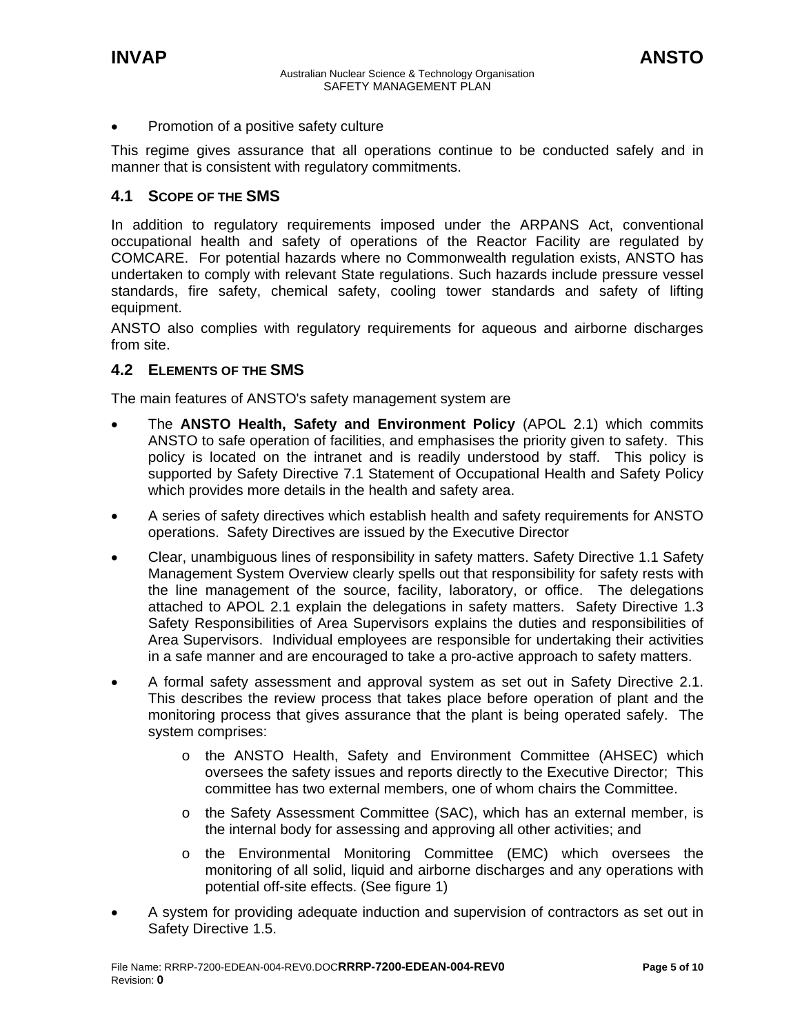- Promotion of a positive safety culture

This regime gives assurance that all operations continue to be conducted safely and in manner that is consistent with regulatory commitments.

## 4.1 SCOPE OF THE SMS

In addition to regulatory requirements imposed under the ARPANS Act, conventional occupational health and safety of operations of the Reactor Facility are regulated by COMCARE. For potential hazards where no Commonwealth regulation exists, ANSTO has undertaken to comply with relevant State regulations. Such hazards include pressure vessel standards, fire safety, chemical safety, cooling tower standards and safety of lifting equipment.

ANSTO also complies with regulatory requirements for aqueous and airborne discharges from site.

## 4.2 ELEMENTS OF THE SMS

The main features of ANSTO's safety management system are

- The **ANSTO Health, Safety and Environment Policy** (APOL 2.1) which commits ANSTO to safe operation of facilities, and emphasises the priority given to safety. This policy is located on the intranet and is readily understood by staff. This policy is supported by Safety Directive 7.1 Statement of Occupational Health and Safety Policy which provides more details in the health and safety area.
- A series of safety directives which establish health and safety requirements for ANSTO operations. Safety Directives are issued by the Executive Director
- Clear, unambiguous lines of responsibility in safety matters. Safety Directive 1.1 Safety Management System Overview clearly spells out that responsibility for safety rests with the line management of the source, facility, laboratory, or office. The delegations attached to APOL 2.1 explain the delegations in safety matters. Safety Directive 1.3 Safety Responsibilities of Area Supervisors explains the duties and responsibilities of Area Supervisors. Individual employees are responsible for undertaking their activities in a safe manner and are encouraged to take a pro-active approach to safety matters.
- A formal safety assessment and approval system as set out in Safety Directive 2.1. This describes the review process that takes place before operation of plant and the monitoring process that gives assurance that the plant is being operated safely. The system comprises:
    - the ANSTO Health, Safety and Environment Committee (AHSEC) which oversees the safety issues and reports directly to the Executive Director; This committee has two external members, one of whom chairs the Committee.
    - the Safety Assessment Committee (SAC), which has an external member, is the internal body for assessing and approving all other activities; and
    - the Environmental Monitoring Committee (EMC) which oversees the monitoring of all solid, liquid and airborne discharges and any operations with potential off-site effects. (See figure 1)
- A system for providing adequate induction and supervision of contractors as set out in Safety Directive 1.5.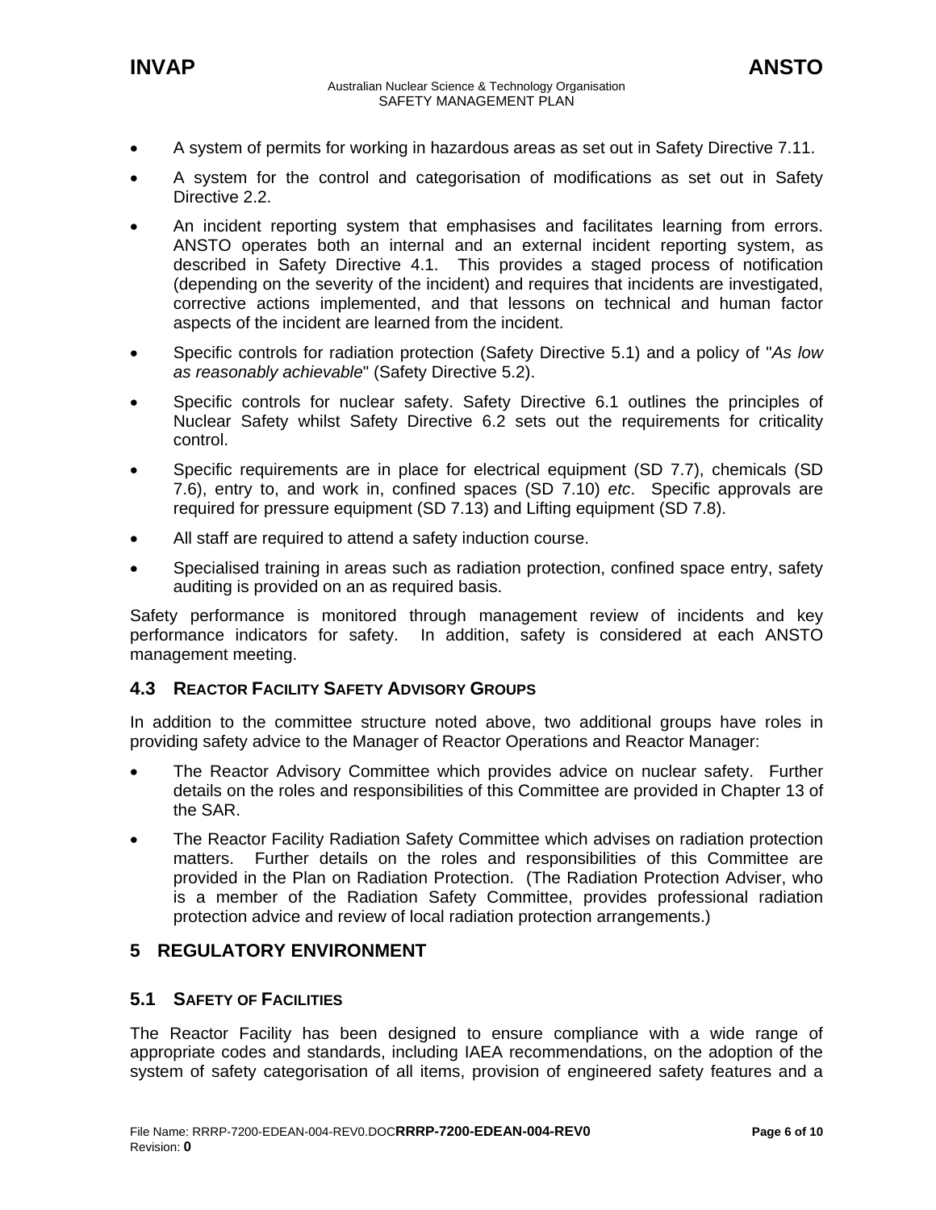- A system of permits for working in hazardous areas as set out in Safety Directive 7.11.
- A system for the control and categorisation of modifications as set out in Safety Directive 2.2.
- An incident reporting system that emphasises and facilitates learning from errors. ANSTO operates both an internal and an external incident reporting system, as described in Safety Directive 4.1. This provides a staged process of notification (depending on the severity of the incident) and requires that incidents are investigated, corrective actions implemented, and that lessons on technical and human factor aspects of the incident are learned from the incident.
- Specific controls for radiation protection (Safety Directive 5.1) and a policy of "*As low as reasonably achievable*" (Safety Directive 5.2).
- Specific controls for nuclear safety. Safety Directive 6.1 outlines the principles of Nuclear Safety whilst Safety Directive 6.2 sets out the requirements for criticality control.
- Specific requirements are in place for electrical equipment (SD 7.7), chemicals (SD 7.6), entry to, and work in, confined spaces (SD 7.10) *etc*. Specific approvals are required for pressure equipment (SD 7.13) and Lifting equipment (SD 7.8).
- All staff are required to attend a safety induction course.
- Specialised training in areas such as radiation protection, confined space entry, safety auditing is provided on an as required basis.

Safety performance is monitored through management review of incidents and key performance indicators for safety. In addition, safety is considered at each ANSTO management meeting.

### 4.3 Reactor Facility Safety Advisory Groups

In addition to the committee structure noted above, two additional groups have roles in providing safety advice to the Manager of Reactor Operations and Reactor Manager:

- The Reactor Advisory Committee which provides advice on nuclear safety. Further details on the roles and responsibilities of this Committee are provided in Chapter 13 of the SAR.
- The Reactor Facility Radiation Safety Committee which advises on radiation protection matters. Further details on the roles and responsibilities of this Committee are provided in the Plan on Radiation Protection. (The Radiation Protection Adviser, who is a member of the Radiation Safety Committee, provides professional radiation protection advice and review of local radiation protection arrangements.)

## 5 REGULATORY ENVIRONMENT

### 5.1 Safety of Facilities

The Reactor Facility has been designed to ensure compliance with a wide range of appropriate codes and standards, including IAEA recommendations, on the adoption of the system of safety categorisation of all items, provision of engineered safety features and a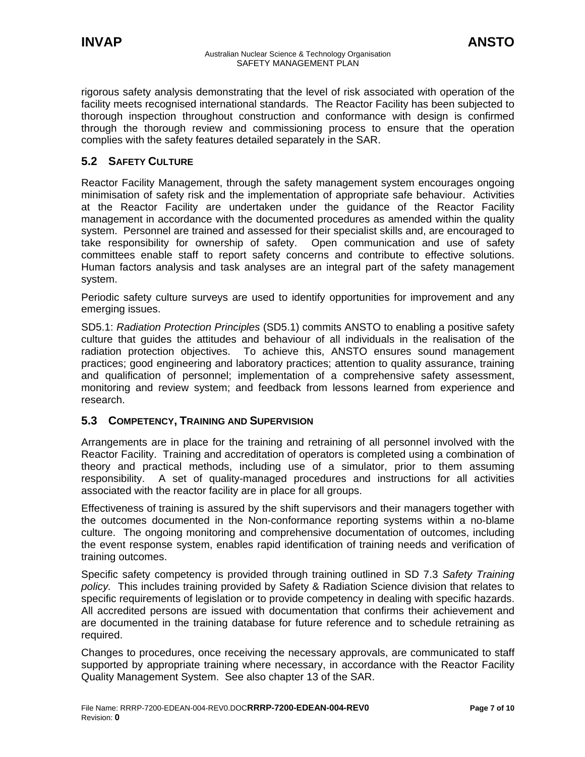rigorous safety analysis demonstrating that the level of risk associated with operation of the facility meets recognised international standards. The Reactor Facility has been subjected to thorough inspection throughout construction and conformance with design is confirmed through the thorough review and commissioning process to ensure that the operation complies with the safety features detailed separately in the SAR.

## 5.2 Safety Culture

Reactor Facility Management, through the safety management system encourages ongoing minimisation of safety risk and the implementation of appropriate safe behaviour. Activities at the Reactor Facility are undertaken under the guidance of the Reactor Facility management in accordance with the documented procedures as amended within the quality system. Personnel are trained and assessed for their specialist skills and, are encouraged to take responsibility for ownership of safety. Open communication and use of safety committees enable staff to report safety concerns and contribute to effective solutions. Human factors analysis and task analyses are an integral part of the safety management system.

Periodic safety culture surveys are used to identify opportunities for improvement and any emerging issues.

SD5.1: *Radiation Protection Principles* (SD5.1) commits ANSTO to enabling a positive safety culture that guides the attitudes and behaviour of all individuals in the realisation of the radiation protection objectives. To achieve this, ANSTO ensures sound management practices; good engineering and laboratory practices; attention to quality assurance, training and qualification of personnel; implementation of a comprehensive safety assessment, monitoring and review system; and feedback from lessons learned from experience and research.

## 5.3 Competency, Training and Supervision

Arrangements are in place for the training and retraining of all personnel involved with the Reactor Facility. Training and accreditation of operators is completed using a combination of theory and practical methods, including use of a simulator, prior to them assuming responsibility. A set of quality-managed procedures and instructions for all activities associated with the reactor facility are in place for all groups.

Effectiveness of training is assured by the shift supervisors and their managers together with the outcomes documented in the Non-conformance reporting systems within a no-blame culture. The ongoing monitoring and comprehensive documentation of outcomes, including the event response system, enables rapid identification of training needs and verification of training outcomes.

Specific safety competency is provided through training outlined in SD 7.3 *Safety Training policy.* This includes training provided by Safety & Radiation Science division that relates to specific requirements of legislation or to provide competency in dealing with specific hazards. All accredited persons are issued with documentation that confirms their achievement and are documented in the training database for future reference and to schedule retraining as required.

Changes to procedures, once receiving the necessary approvals, are communicated to staff supported by appropriate training where necessary, in accordance with the Reactor Facility Quality Management System. See also chapter 13 of the SAR.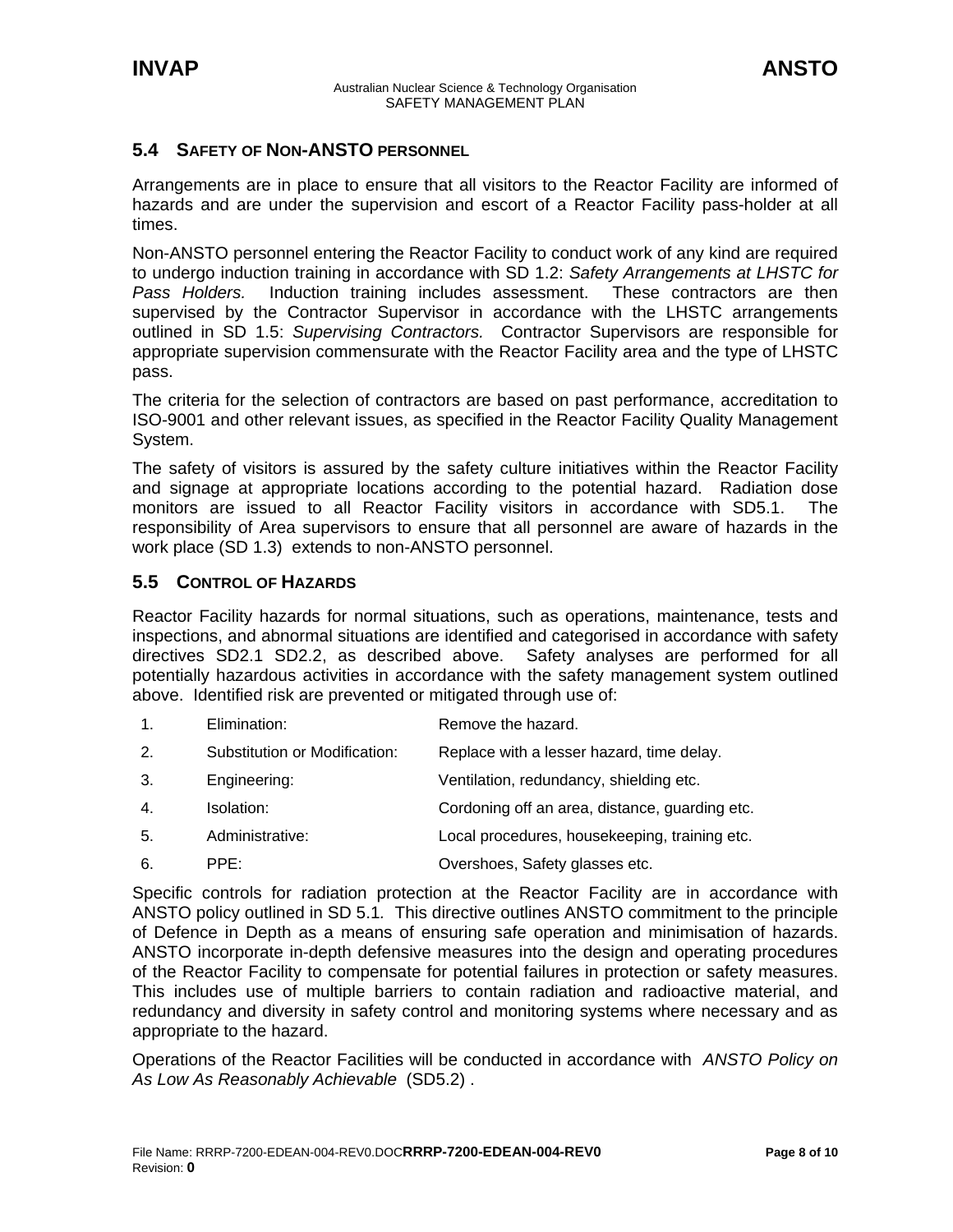## 5.4 SAFETY OF NON-ANSTO PERSONNEL

Arrangements are in place to ensure that all visitors to the Reactor Facility are informed of hazards and are under the supervision and escort of a Reactor Facility pass-holder at all times.

Non-ANSTO personnel entering the Reactor Facility to conduct work of any kind are required to undergo induction training in accordance with SD 1.2: *Safety Arrangements at LHSTC for Pass Holders.* Induction training includes assessment. These contractors are then supervised by the Contractor Supervisor in accordance with the LHSTC arrangements outlined in SD 1.5: *Supervising Contractors.* Contractor Supervisors are responsible for appropriate supervision commensurate with the Reactor Facility area and the type of LHSTC pass.

The criteria for the selection of contractors are based on past performance, accreditation to ISO-9001 and other relevant issues, as specified in the Reactor Facility Quality Management System.

The safety of visitors is assured by the safety culture initiatives within the Reactor Facility and signage at appropriate locations according to the potential hazard. Radiation dose monitors are issued to all Reactor Facility visitors in accordance with SD5.1. The responsibility of Area supervisors to ensure that all personnel are aware of hazards in the work place (SD 1.3) extends to non-ANSTO personnel.

## 5.5 CONTROL OF HAZARDS

Reactor Facility hazards for normal situations, such as operations, maintenance, tests and inspections, and abnormal situations are identified and categorised in accordance with safety directives SD2.1 SD2.2, as described above. Safety analyses are performed for all potentially hazardous activities in accordance with the safety management system outlined above. Identified risk are prevented or mitigated through use of:

| | | |
|---|---|---|
| 1. | Elimination: | Remove the hazard. |
| 2. | Substitution or Modification: | Replace with a lesser hazard, time delay. |
| 3. | Engineering: | Ventilation, redundancy, shielding etc. |
| 4. | Isolation: | Cordoning off an area, distance, guarding etc. |
| 5. | Administrative: | Local procedures, housekeeping, training etc. |
| 6. | PPE: | Overshoes, Safety glasses etc. |

Specific controls for radiation protection at the Reactor Facility are in accordance with ANSTO policy outlined in SD 5.1. This directive outlines ANSTO commitment to the principle of Defence in Depth as a means of ensuring safe operation and minimisation of hazards. ANSTO incorporate in-depth defensive measures into the design and operating procedures of the Reactor Facility to compensate for potential failures in protection or safety measures. This includes use of multiple barriers to contain radiation and radioactive material, and redundancy and diversity in safety control and monitoring systems where necessary and as appropriate to the hazard.

Operations of the Reactor Facilities will be conducted in accordance with *ANSTO Policy on As Low As Reasonably Achievable* (SD5.2) .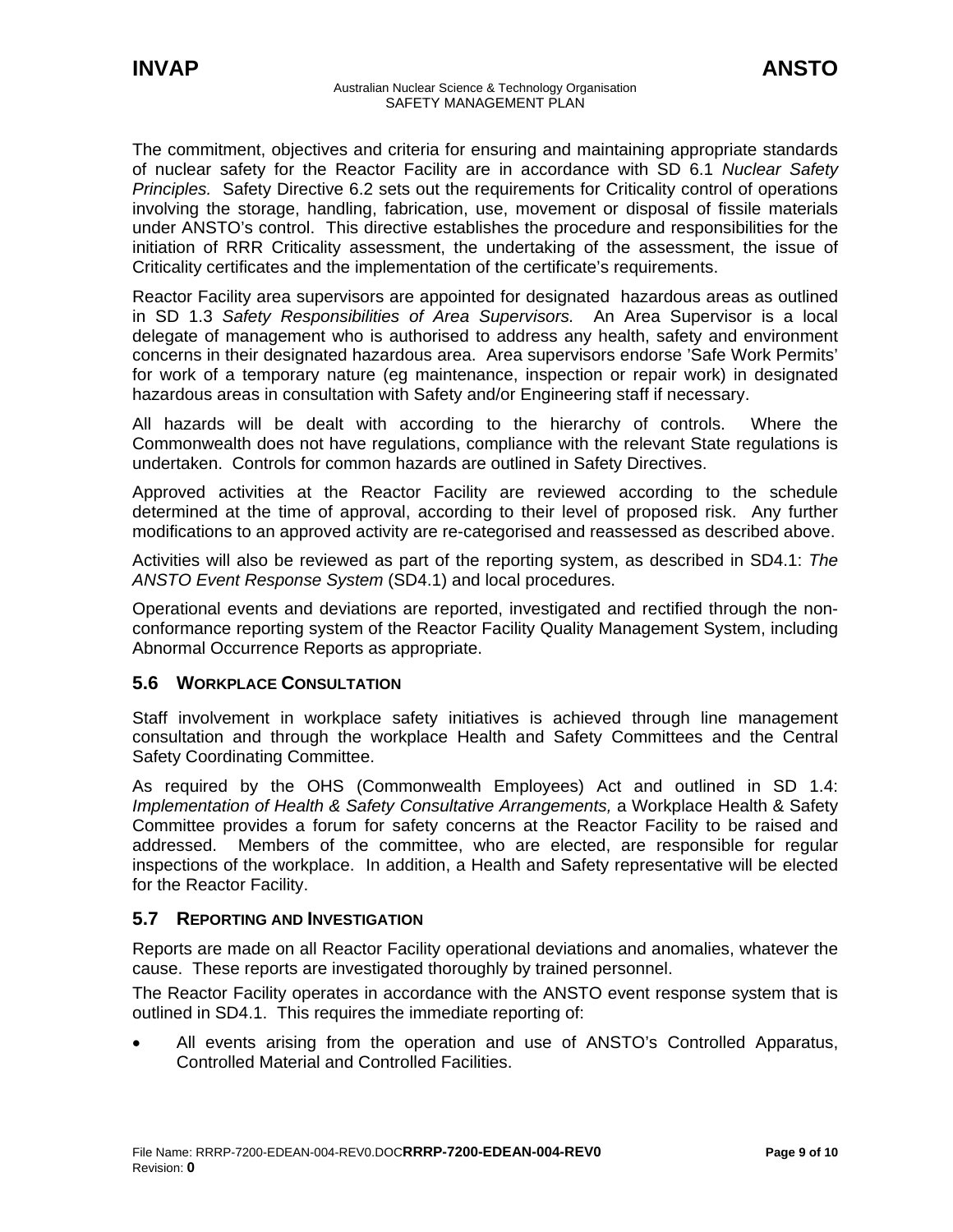The commitment, objectives and criteria for ensuring and maintaining appropriate standards of nuclear safety for the Reactor Facility are in accordance with SD 6.1 *Nuclear Safety Principles.* Safety Directive 6.2 sets out the requirements for Criticality control of operations involving the storage, handling, fabrication, use, movement or disposal of fissile materials under ANSTO's control. This directive establishes the procedure and responsibilities for the initiation of RRR Criticality assessment, the undertaking of the assessment, the issue of Criticality certificates and the implementation of the certificate's requirements.

Reactor Facility area supervisors are appointed for designated hazardous areas as outlined in SD 1.3 *Safety Responsibilities of Area Supervisors.* An Area Supervisor is a local delegate of management who is authorised to address any health, safety and environment concerns in their designated hazardous area. Area supervisors endorse 'Safe Work Permits' for work of a temporary nature (eg maintenance, inspection or repair work) in designated hazardous areas in consultation with Safety and/or Engineering staff if necessary.

All hazards will be dealt with according to the hierarchy of controls. Where the Commonwealth does not have regulations, compliance with the relevant State regulations is undertaken. Controls for common hazards are outlined in Safety Directives.

Approved activities at the Reactor Facility are reviewed according to the schedule determined at the time of approval, according to their level of proposed risk. Any further modifications to an approved activity are re-categorised and reassessed as described above.

Activities will also be reviewed as part of the reporting system, as described in SD4.1: *The ANSTO Event Response System* (SD4.1) and local procedures.

Operational events and deviations are reported, investigated and rectified through the non-conformance reporting system of the Reactor Facility Quality Management System, including Abnormal Occurrence Reports as appropriate.

## 5.6 WORKPLACE CONSULTATION

Staff involvement in workplace safety initiatives is achieved through line management consultation and through the workplace Health and Safety Committees and the Central Safety Coordinating Committee.

As required by the OHS (Commonwealth Employees) Act and outlined in SD 1.4: *Implementation of Health & Safety Consultative Arrangements,* a Workplace Health & Safety Committee provides a forum for safety concerns at the Reactor Facility to be raised and addressed. Members of the committee, who are elected, are responsible for regular inspections of the workplace. In addition, a Health and Safety representative will be elected for the Reactor Facility.

## 5.7 REPORTING AND INVESTIGATION

Reports are made on all Reactor Facility operational deviations and anomalies, whatever the cause. These reports are investigated thoroughly by trained personnel.

The Reactor Facility operates in accordance with the ANSTO event response system that is outlined in SD4.1. This requires the immediate reporting of:

- All events arising from the operation and use of ANSTO's Controlled Apparatus, Controlled Material and Controlled Facilities.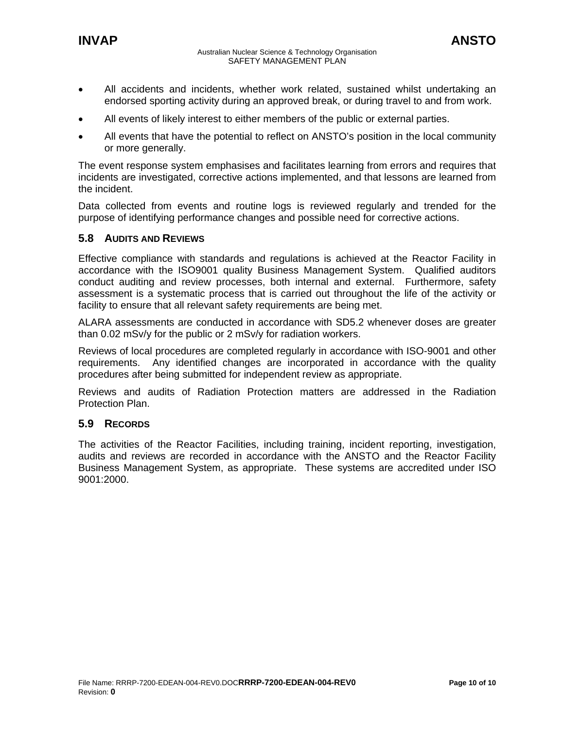- All accidents and incidents, whether work related, sustained whilst undertaking an endorsed sporting activity during an approved break, or during travel to and from work.
- All events of likely interest to either members of the public or external parties.
- All events that have the potential to reflect on ANSTO's position in the local community or more generally.

The event response system emphasises and facilitates learning from errors and requires that incidents are investigated, corrective actions implemented, and that lessons are learned from the incident.

Data collected from events and routine logs is reviewed regularly and trended for the purpose of identifying performance changes and possible need for corrective actions.

### 5.8 AUDITS AND REVIEWS

Effective compliance with standards and regulations is achieved at the Reactor Facility in accordance with the ISO9001 quality Business Management System. Qualified auditors conduct auditing and review processes, both internal and external. Furthermore, safety assessment is a systematic process that is carried out throughout the life of the activity or facility to ensure that all relevant safety requirements are being met.

ALARA assessments are conducted in accordance with SD5.2 whenever doses are greater than 0.02 mSv/y for the public or 2 mSv/y for radiation workers.

Reviews of local procedures are completed regularly in accordance with ISO-9001 and other requirements. Any identified changes are incorporated in accordance with the quality procedures after being submitted for independent review as appropriate.

Reviews and audits of Radiation Protection matters are addressed in the Radiation Protection Plan.

### 5.9 RECORDS

The activities of the Reactor Facilities, including training, incident reporting, investigation, audits and reviews are recorded in accordance with the ANSTO and the Reactor Facility Business Management System, as appropriate. These systems are accredited under ISO 9001:2000.